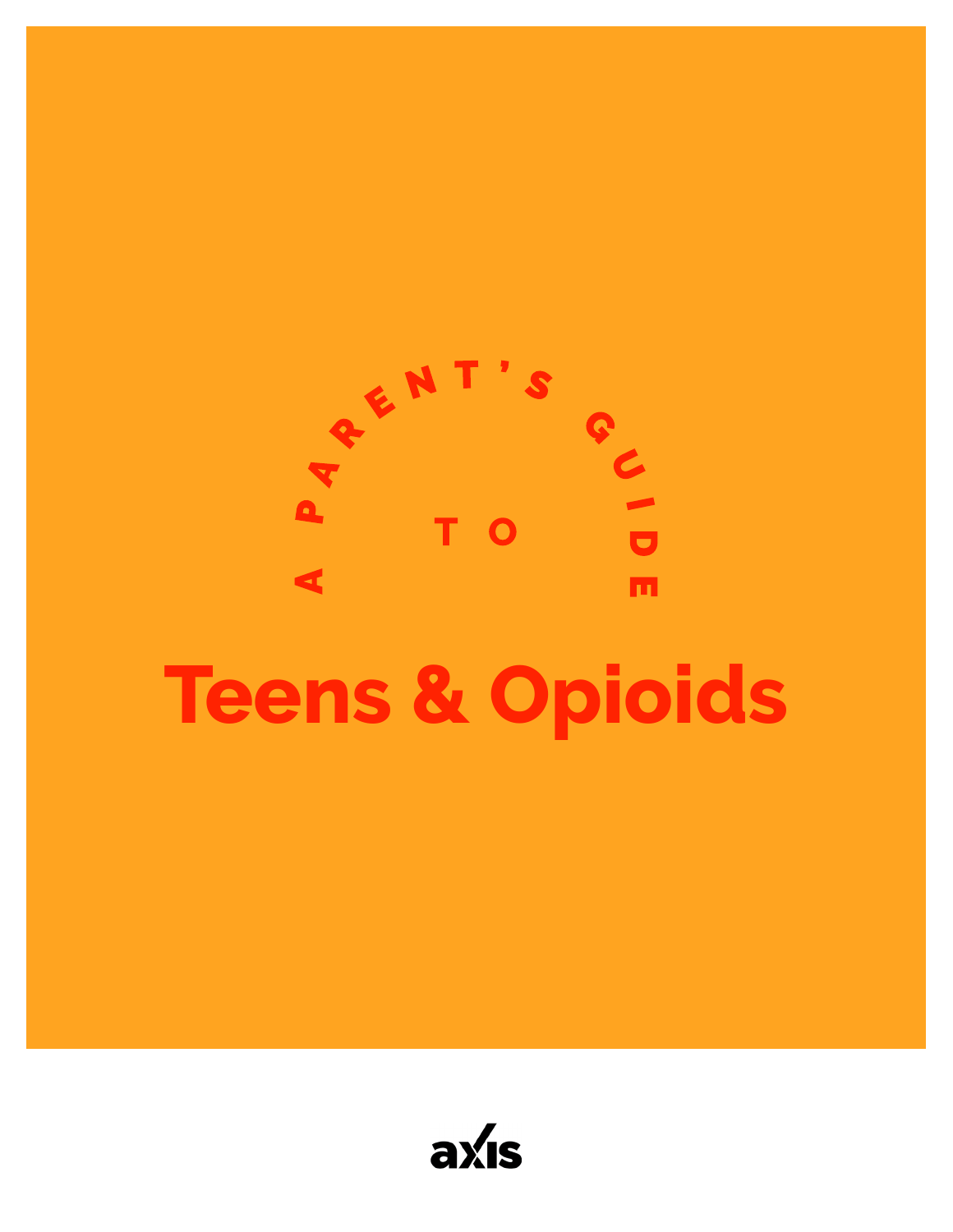A PARENT'S GUIDE TO

# Teens & Opioids

axis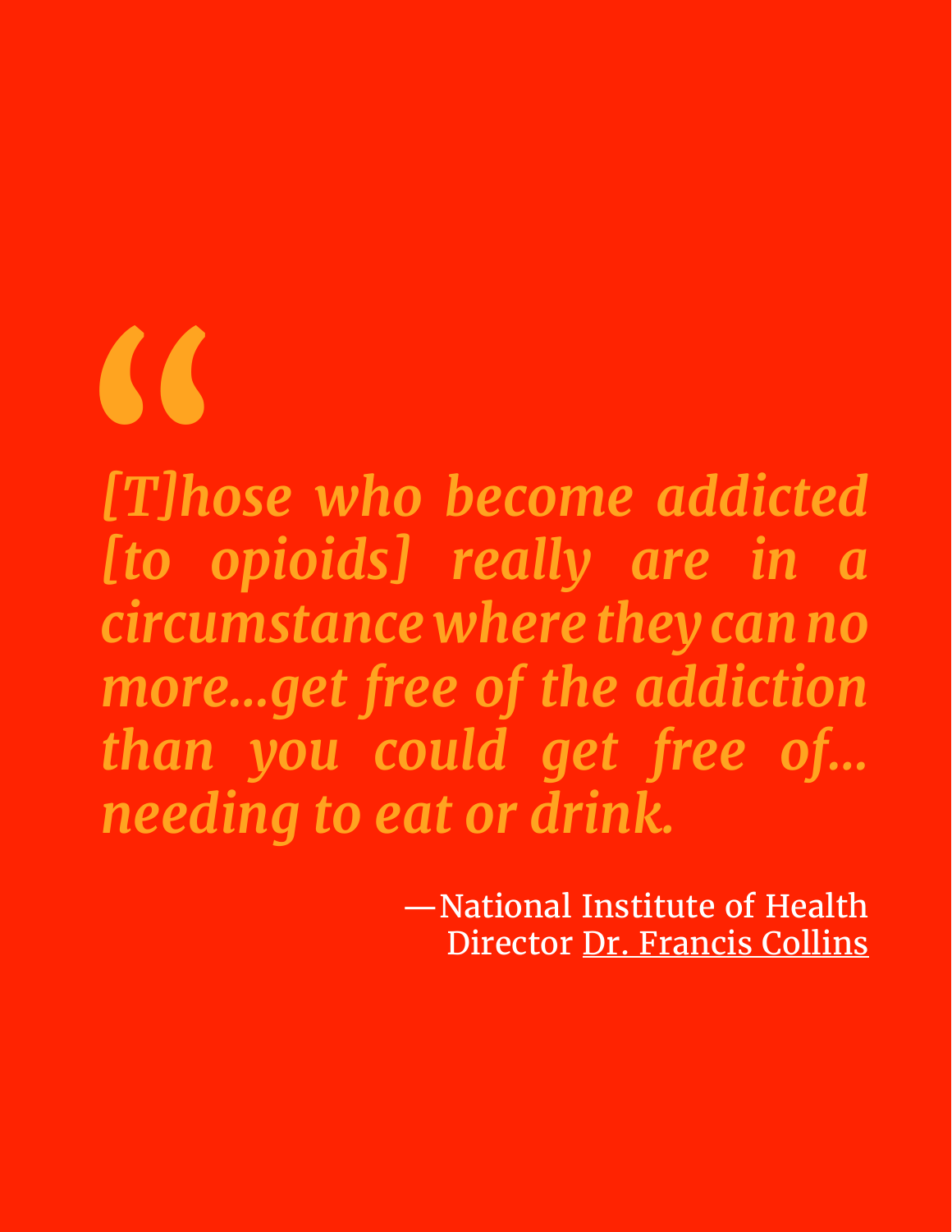*[T]hose who become addicted [to opioids] really are in a circumstance where they can no more...get free of the addiction than you could get free of... needing to eat or drink.*

—National Institute of Health Director Dr. Francis Collins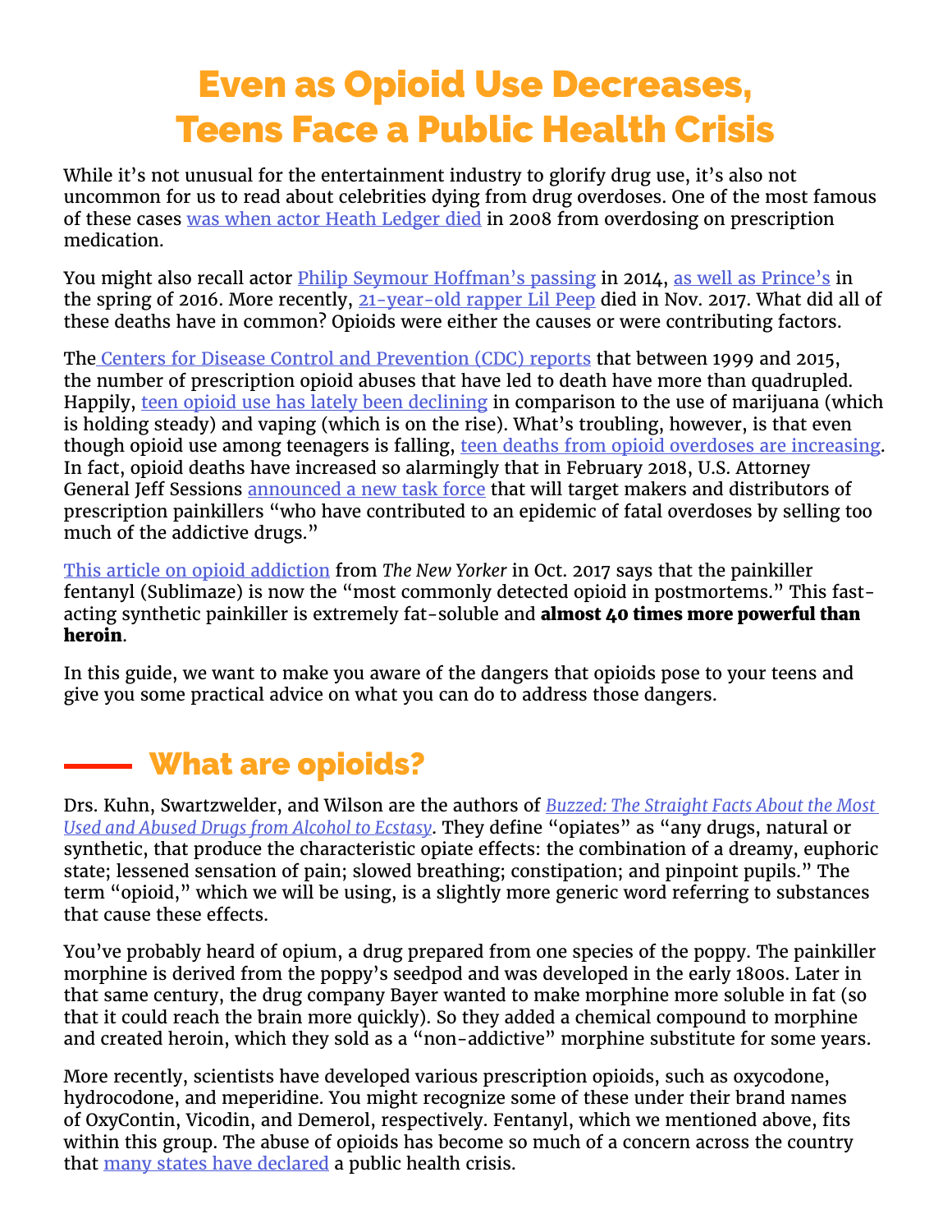# Even as Opioid Use Decreases, Teens Face a Public Health Crisis

While it's not unusual for the entertainment industry to glorify drug use, it's also not uncommon for us to read about celebrities dying from drug overdoses. One of the most famous of these cases was when actor Heath Ledger died in 2008 from overdosing on prescription medication.

You might also recall actor Philip Seymour Hoffman's passing in 2014, as well as Prince's in the spring of 2016. More recently, 21-year-old rapper Lil Peep died in Nov. 2017. What did all of these deaths have in common? Opioids were either the causes or were contributing factors.

The Centers for Disease Control and Prevention (CDC) reports that between 1999 and 2015, the number of prescription opioid abuses that have led to death have more than quadrupled. Happily, teen opioid use has lately been declining in comparison to the use of marijuana (which is holding steady) and vaping (which is on the rise). What's troubling, however, is that even though opioid use among teenagers is falling, teen deaths from opioid overdoses are increasing. In fact, opioid deaths have increased so alarmingly that in February 2018, U.S. Attorney General Jeff Sessions announced a new task force that will target makers and distributors of prescription painkillers "who have contributed to an epidemic of fatal overdoses by selling too much of the addictive drugs."

This article on opioid addiction from *The New Yorker* in Oct. 2017 says that the painkiller fentanyl (Sublimaze) is now the "most commonly detected opioid in postmortems." This fast-acting synthetic painkiller is extremely fat-soluble and **almost 40 times more powerful than heroin**.

In this guide, we want to make you aware of the dangers that opioids pose to your teens and give you some practical advice on what you can do to address those dangers.

## What are opioids?

Drs. Kuhn, Swartzwelder, and Wilson are the authors of *Buzzed: The Straight Facts About the Most Used and Abused Drugs from Alcohol to Ecstasy*. They define "opiates" as "any drugs, natural or synthetic, that produce the characteristic opiate effects: the combination of a dreamy, euphoric state; lessened sensation of pain; slowed breathing; constipation; and pinpoint pupils." The term "opioid," which we will be using, is a slightly more generic word referring to substances that cause these effects.

You've probably heard of opium, a drug prepared from one species of the poppy. The painkiller morphine is derived from the poppy's seedpod and was developed in the early 1800s. Later in that same century, the drug company Bayer wanted to make morphine more soluble in fat (so that it could reach the brain more quickly). So they added a chemical compound to morphine and created heroin, which they sold as a "non-addictive" morphine substitute for some years.

More recently, scientists have developed various prescription opioids, such as oxycodone, hydrocodone, and meperidine. You might recognize some of these under their brand names of OxyContin, Vicodin, and Demerol, respectively. Fentanyl, which we mentioned above, fits within this group. The abuse of opioids has become so much of a concern across the country that many states have declared a public health crisis.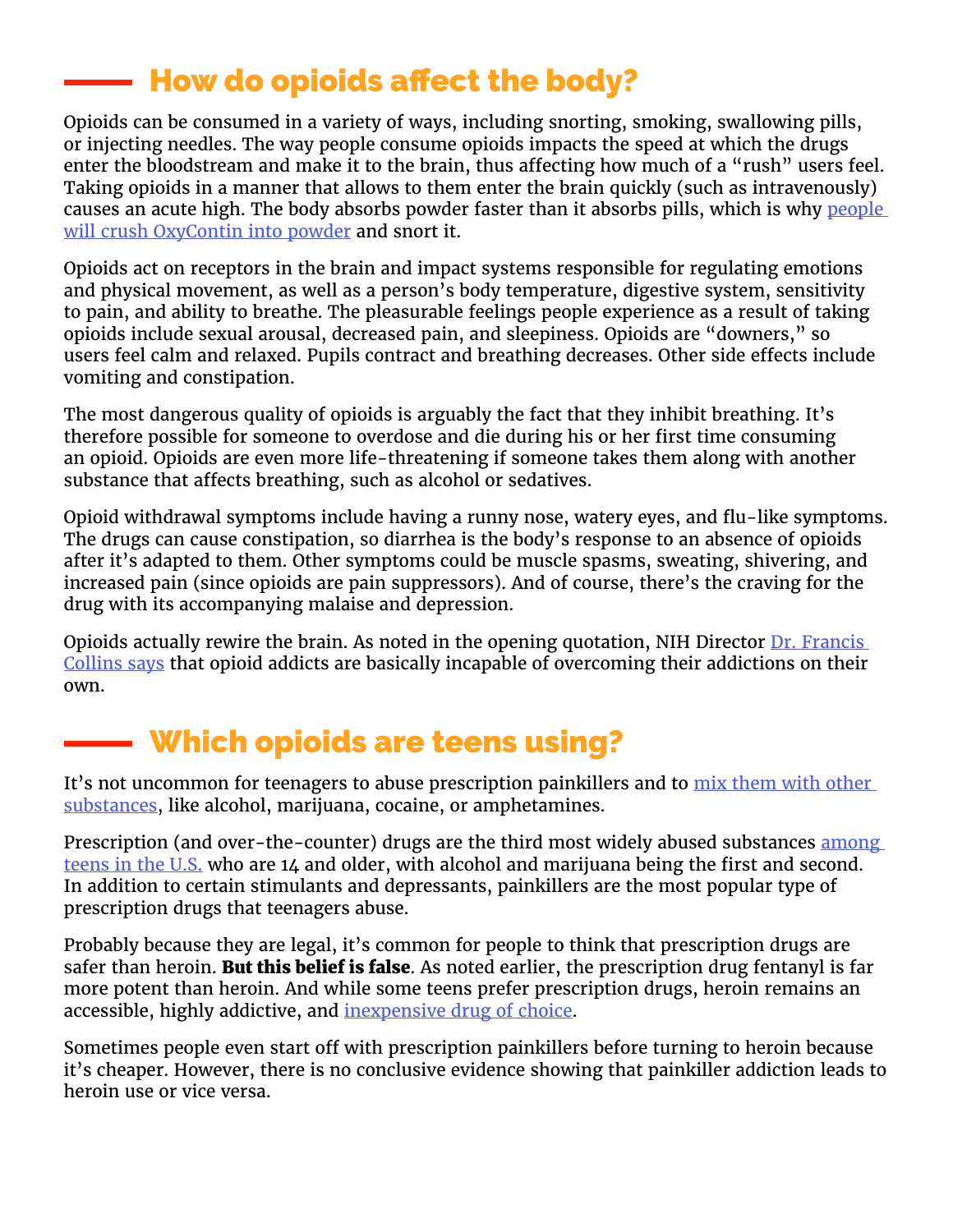## How do opioids affect the body?

Opioids can be consumed in a variety of ways, including snorting, smoking, swallowing pills, or injecting needles. The way people consume opioids impacts the speed at which the drugs enter the bloodstream and make it to the brain, thus affecting how much of a "rush" users feel. Taking opioids in a manner that allows to them enter the brain quickly (such as intravenously) causes an acute high. The body absorbs powder faster than it absorbs pills, which is why people will crush OxyContin into powder and snort it.

Opioids act on receptors in the brain and impact systems responsible for regulating emotions and physical movement, as well as a person's body temperature, digestive system, sensitivity to pain, and ability to breathe. The pleasurable feelings people experience as a result of taking opioids include sexual arousal, decreased pain, and sleepiness. Opioids are "downers," so users feel calm and relaxed. Pupils contract and breathing decreases. Other side effects include vomiting and constipation.

The most dangerous quality of opioids is arguably the fact that they inhibit breathing. It's therefore possible for someone to overdose and die during his or her first time consuming an opioid. Opioids are even more life-threatening if someone takes them along with another substance that affects breathing, such as alcohol or sedatives.

Opioid withdrawal symptoms include having a runny nose, watery eyes, and flu-like symptoms. The drugs can cause constipation, so diarrhea is the body's response to an absence of opioids after it's adapted to them. Other symptoms could be muscle spasms, sweating, shivering, and increased pain (since opioids are pain suppressors). And of course, there's the craving for the drug with its accompanying malaise and depression.

Opioids actually rewire the brain. As noted in the opening quotation, NIH Director Dr. Francis Collins says that opioid addicts are basically incapable of overcoming their addictions on their own.

## Which opioids are teens using?

It's not uncommon for teenagers to abuse prescription painkillers and to mix them with other substances, like alcohol, marijuana, cocaine, or amphetamines.

Prescription (and over-the-counter) drugs are the third most widely abused substances among teens in the U.S. who are 14 and older, with alcohol and marijuana being the first and second. In addition to certain stimulants and depressants, painkillers are the most popular type of prescription drugs that teenagers abuse.

Probably because they are legal, it's common for people to think that prescription drugs are safer than heroin. **But this belief is false**. As noted earlier, the prescription drug fentanyl is far more potent than heroin. And while some teens prefer prescription drugs, heroin remains an accessible, highly addictive, and inexpensive drug of choice.

Sometimes people even start off with prescription painkillers before turning to heroin because it's cheaper. However, there is no conclusive evidence showing that painkiller addiction leads to heroin use or vice versa.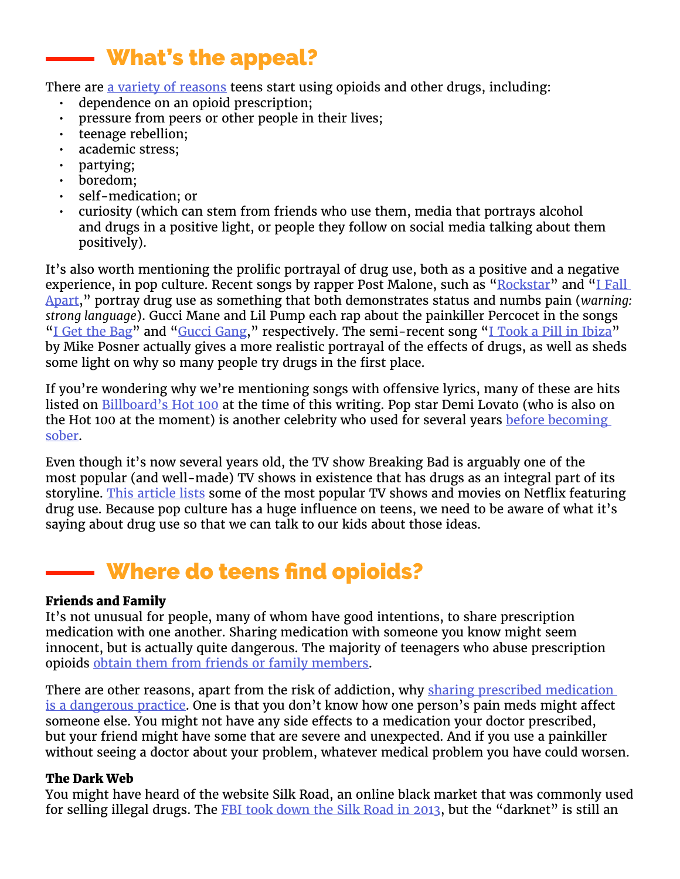## What's the appeal?

There are a variety of reasons teens start using opioids and other drugs, including:

- dependence on an opioid prescription;
- pressure from peers or other people in their lives;
- teenage rebellion;
- academic stress;
- partying;
- boredom;
- self-medication; or
- curiosity (which can stem from friends who use them, media that portrays alcohol and drugs in a positive light, or people they follow on social media talking about them positively).

It's also worth mentioning the prolific portrayal of drug use, both as a positive and a negative experience, in pop culture. Recent songs by rapper Post Malone, such as "Rockstar" and "I Fall Apart," portray drug use as something that both demonstrates status and numbs pain (*warning: strong language*). Gucci Mane and Lil Pump each rap about the painkiller Percocet in the songs "I Get the Bag" and "Gucci Gang," respectively. The semi-recent song "I Took a Pill in Ibiza" by Mike Posner actually gives a more realistic portrayal of the effects of drugs, as well as sheds some light on why so many people try drugs in the first place.

If you're wondering why we're mentioning songs with offensive lyrics, many of these are hits listed on Billboard's Hot 100 at the time of this writing. Pop star Demi Lovato (who is also on the Hot 100 at the moment) is another celebrity who used for several years before becoming sober.

Even though it's now several years old, the TV show Breaking Bad is arguably one of the most popular (and well-made) TV shows in existence that has drugs as an integral part of its storyline. This article lists some of the most popular TV shows and movies on Netflix featuring drug use. Because pop culture has a huge influence on teens, we need to be aware of what it's saying about drug use so that we can talk to our kids about those ideas.

## Where do teens find opioids?

**Friends and Family**

It's not unusual for people, many of whom have good intentions, to share prescription medication with one another. Sharing medication with someone you know might seem innocent, but is actually quite dangerous. The majority of teenagers who abuse prescription opioids obtain them from friends or family members.

There are other reasons, apart from the risk of addiction, why sharing prescribed medication is a dangerous practice. One is that you don't know how one person's pain meds might affect someone else. You might not have any side effects to a medication your doctor prescribed, but your friend might have some that are severe and unexpected. And if you use a painkiller without seeing a doctor about your problem, whatever medical problem you have could worsen.

**The Dark Web**

You might have heard of the website Silk Road, an online black market that was commonly used for selling illegal drugs. The FBI took down the Silk Road in 2013, but the "darknet" is still an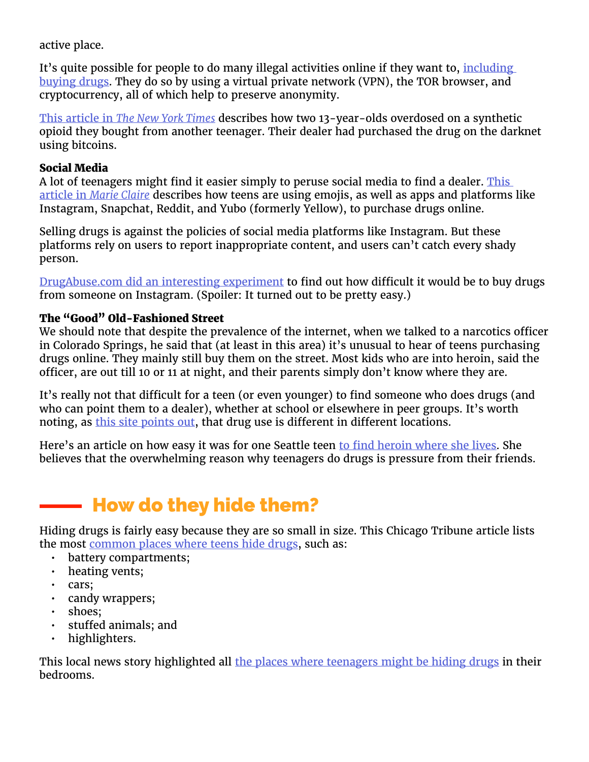active place.

It's quite possible for people to do many illegal activities online if they want to, including buying drugs. They do so by using a virtual private network (VPN), the TOR browser, and cryptocurrency, all of which help to preserve anonymity.

This article in *The New York Times* describes how two 13-year-olds overdosed on a synthetic opioid they bought from another teenager. Their dealer had purchased the drug on the darknet using bitcoins.

**Social Media**

A lot of teenagers might find it easier simply to peruse social media to find a dealer. This article in *Marie Claire* describes how teens are using emojis, as well as apps and platforms like Instagram, Snapchat, Reddit, and Yubo (formerly Yellow), to purchase drugs online.

Selling drugs is against the policies of social media platforms like Instagram. But these platforms rely on users to report inappropriate content, and users can't catch every shady person.

DrugAbuse.com did an interesting experiment to find out how difficult it would be to buy drugs from someone on Instagram. (Spoiler: It turned out to be pretty easy.)

**The "Good" Old-Fashioned Street**

We should note that despite the prevalence of the internet, when we talked to a narcotics officer in Colorado Springs, he said that (at least in this area) it's unusual to hear of teens purchasing drugs online. They mainly still buy them on the street. Most kids who are into heroin, said the officer, are out till 10 or 11 at night, and their parents simply don't know where they are.

It's really not that difficult for a teen (or even younger) to find someone who does drugs (and who can point them to a dealer), whether at school or elsewhere in peer groups. It's worth noting, as this site points out, that drug use is different in different locations.

Here's an article on how easy it was for one Seattle teen to find heroin where she lives. She believes that the overwhelming reason why teenagers do drugs is pressure from their friends.

## How do they hide them?

Hiding drugs is fairly easy because they are so small in size. This Chicago Tribune article lists the most common places where teens hide drugs, such as:

- battery compartments;
- heating vents;
- cars;
- candy wrappers;
- shoes;
- stuffed animals; and
- highlighters.

This local news story highlighted all the places where teenagers might be hiding drugs in their bedrooms.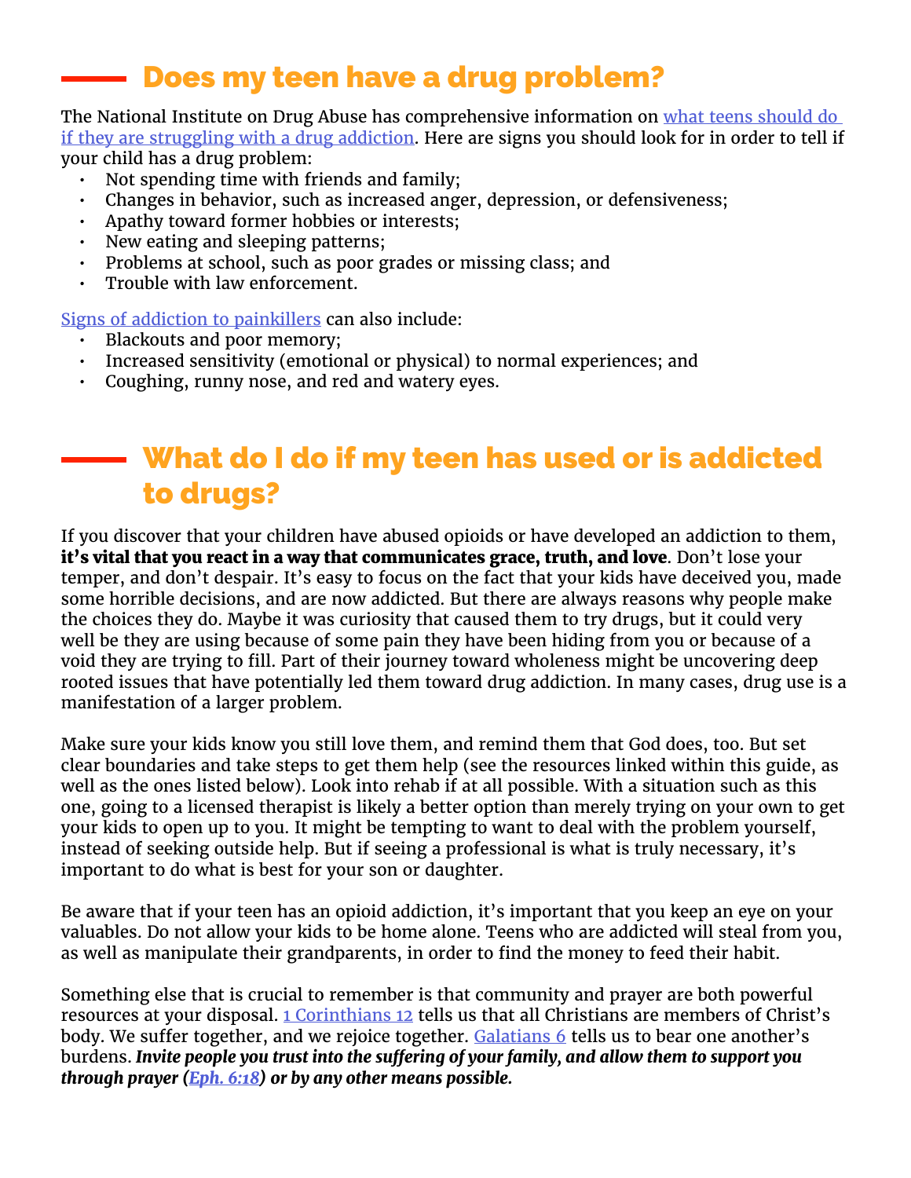## Does my teen have a drug problem?

The National Institute on Drug Abuse has comprehensive information on what teens should do if they are struggling with a drug addiction. Here are signs you should look for in order to tell if your child has a drug problem:

- Not spending time with friends and family;
- Changes in behavior, such as increased anger, depression, or defensiveness;
- Apathy toward former hobbies or interests;
- New eating and sleeping patterns;
- Problems at school, such as poor grades or missing class; and
- Trouble with law enforcement.

Signs of addiction to painkillers can also include:

- Blackouts and poor memory;
- Increased sensitivity (emotional or physical) to normal experiences; and
- Coughing, runny nose, and red and watery eyes.

## What do I do if my teen has used or is addicted to drugs?

If you discover that your children have abused opioids or have developed an addiction to them, **it's vital that you react in a way that communicates grace, truth, and love**. Don't lose your temper, and don't despair. It's easy to focus on the fact that your kids have deceived you, made some horrible decisions, and are now addicted. But there are always reasons why people make the choices they do. Maybe it was curiosity that caused them to try drugs, but it could very well be they are using because of some pain they have been hiding from you or because of a void they are trying to fill. Part of their journey toward wholeness might be uncovering deep rooted issues that have potentially led them toward drug addiction. In many cases, drug use is a manifestation of a larger problem.

Make sure your kids know you still love them, and remind them that God does, too. But set clear boundaries and take steps to get them help (see the resources linked within this guide, as well as the ones listed below). Look into rehab if at all possible. With a situation such as this one, going to a licensed therapist is likely a better option than merely trying on your own to get your kids to open up to you. It might be tempting to want to deal with the problem yourself, instead of seeking outside help. But if seeing a professional is what is truly necessary, it's important to do what is best for your son or daughter.

Be aware that if your teen has an opioid addiction, it's important that you keep an eye on your valuables. Do not allow your kids to be home alone. Teens who are addicted will steal from you, as well as manipulate their grandparents, in order to find the money to feed their habit.

Something else that is crucial to remember is that community and prayer are both powerful resources at your disposal. 1 Corinthians 12 tells us that all Christians are members of Christ's body. We suffer together, and we rejoice together. Galatians 6 tells us to bear one another's burdens. ***Invite people you trust into the suffering of your family, and allow them to support you through prayer (Eph. 6:18) or by any other means possible.***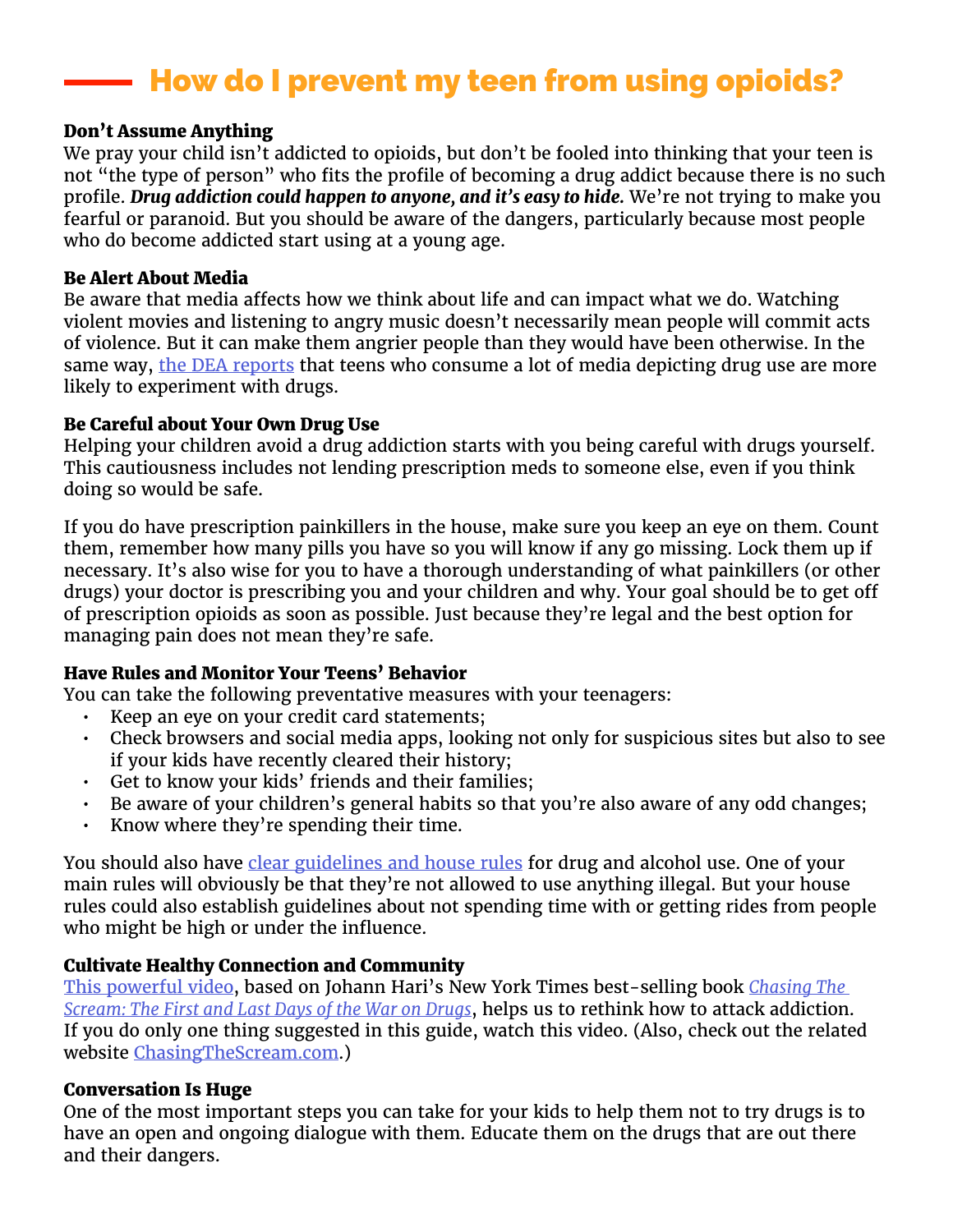# How do I prevent my teen from using opioids?

### Don't Assume Anything

We pray your child isn't addicted to opioids, but don't be fooled into thinking that your teen is not "the type of person" who fits the profile of becoming a drug addict because there is no such profile. ***Drug addiction could happen to anyone, and it's easy to hide.*** We're not trying to make you fearful or paranoid. But you should be aware of the dangers, particularly because most people who do become addicted start using at a young age.

### Be Alert About Media

Be aware that media affects how we think about life and can impact what we do. Watching violent movies and listening to angry music doesn't necessarily mean people will commit acts of violence. But it can make them angrier people than they would have been otherwise. In the same way, the DEA reports that teens who consume a lot of media depicting drug use are more likely to experiment with drugs.

### Be Careful about Your Own Drug Use

Helping your children avoid a drug addiction starts with you being careful with drugs yourself. This cautiousness includes not lending prescription meds to someone else, even if you think doing so would be safe.

If you do have prescription painkillers in the house, make sure you keep an eye on them. Count them, remember how many pills you have so you will know if any go missing. Lock them up if necessary. It's also wise for you to have a thorough understanding of what painkillers (or other drugs) your doctor is prescribing you and your children and why. Your goal should be to get off of prescription opioids as soon as possible. Just because they're legal and the best option for managing pain does not mean they're safe.

### Have Rules and Monitor Your Teens' Behavior

You can take the following preventative measures with your teenagers:

- Keep an eye on your credit card statements;
- Check browsers and social media apps, looking not only for suspicious sites but also to see if your kids have recently cleared their history;
- Get to know your kids' friends and their families;
- Be aware of your children's general habits so that you're also aware of any odd changes;
- Know where they're spending their time.

You should also have clear guidelines and house rules for drug and alcohol use. One of your main rules will obviously be that they're not allowed to use anything illegal. But your house rules could also establish guidelines about not spending time with or getting rides from people who might be high or under the influence.

### Cultivate Healthy Connection and Community

This powerful video, based on Johann Hari's New York Times best-selling book *Chasing The Scream: The First and Last Days of the War on Drugs*, helps us to rethink how to attack addiction. If you do only one thing suggested in this guide, watch this video. (Also, check out the related website ChasingTheScream.com.)

### Conversation Is Huge

One of the most important steps you can take for your kids to help them not to try drugs is to have an open and ongoing dialogue with them. Educate them on the drugs that are out there and their dangers.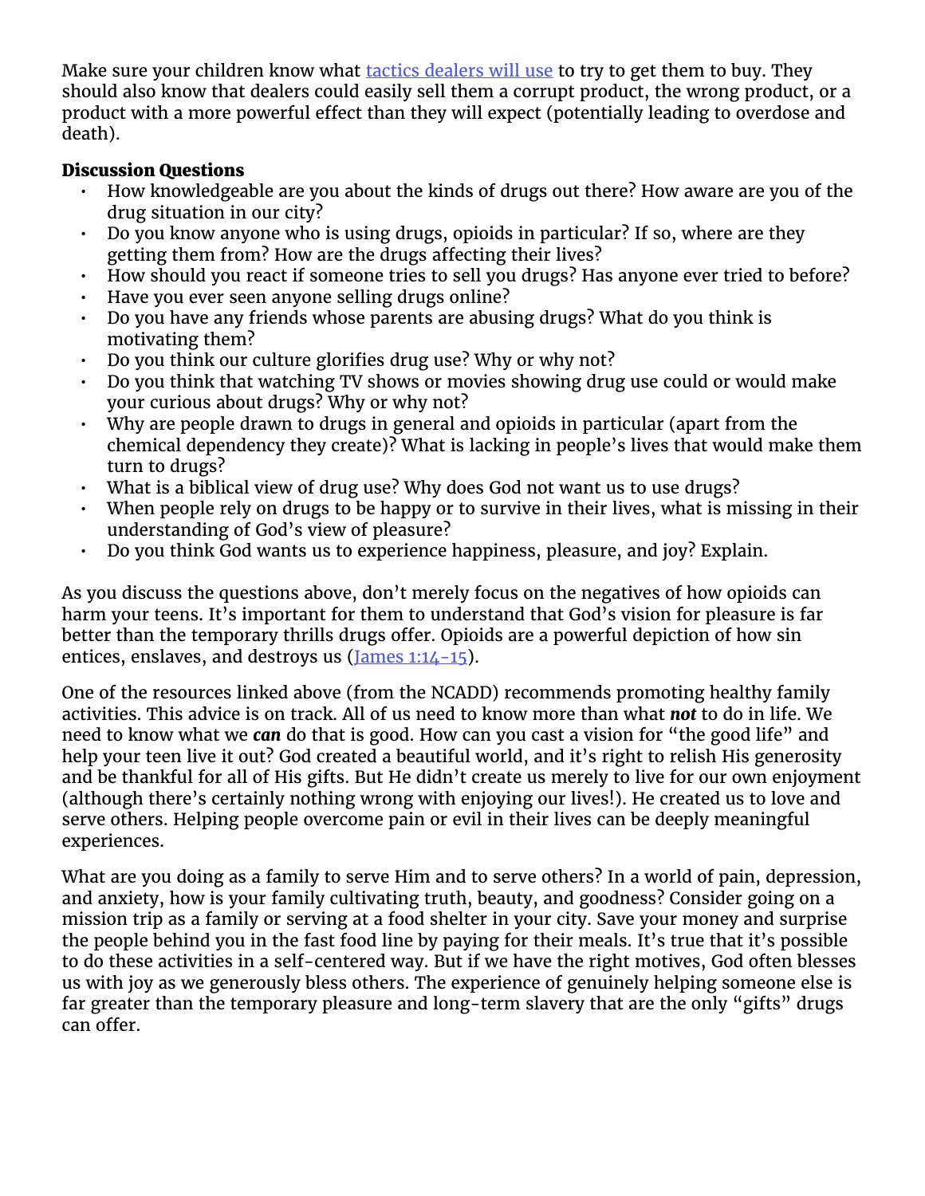Make sure your children know what tactics dealers will use to try to get them to buy. They should also know that dealers could easily sell them a corrupt product, the wrong product, or a product with a more powerful effect than they will expect (potentially leading to overdose and death).

**Discussion Questions**

- How knowledgeable are you about the kinds of drugs out there? How aware are you of the drug situation in our city?
- Do you know anyone who is using drugs, opioids in particular? If so, where are they getting them from? How are the drugs affecting their lives?
- How should you react if someone tries to sell you drugs? Has anyone ever tried to before?
- Have you ever seen anyone selling drugs online?
- Do you have any friends whose parents are abusing drugs? What do you think is motivating them?
- Do you think our culture glorifies drug use? Why or why not?
- Do you think that watching TV shows or movies showing drug use could or would make your curious about drugs? Why or why not?
- Why are people drawn to drugs in general and opioids in particular (apart from the chemical dependency they create)? What is lacking in people's lives that would make them turn to drugs?
- What is a biblical view of drug use? Why does God not want us to use drugs?
- When people rely on drugs to be happy or to survive in their lives, what is missing in their understanding of God's view of pleasure?
- Do you think God wants us to experience happiness, pleasure, and joy? Explain.

As you discuss the questions above, don't merely focus on the negatives of how opioids can harm your teens. It's important for them to understand that God's vision for pleasure is far better than the temporary thrills drugs offer. Opioids are a powerful depiction of how sin entices, enslaves, and destroys us (James 1:14-15).

One of the resources linked above (from the NCADD) recommends promoting healthy family activities. This advice is on track. All of us need to know more than what ***not*** to do in life. We need to know what we ***can*** do that is good. How can you cast a vision for "the good life" and help your teen live it out? God created a beautiful world, and it's right to relish His generosity and be thankful for all of His gifts. But He didn't create us merely to live for our own enjoyment (although there's certainly nothing wrong with enjoying our lives!). He created us to love and serve others. Helping people overcome pain or evil in their lives can be deeply meaningful experiences.

What are you doing as a family to serve Him and to serve others? In a world of pain, depression, and anxiety, how is your family cultivating truth, beauty, and goodness? Consider going on a mission trip as a family or serving at a food shelter in your city. Save your money and surprise the people behind you in the fast food line by paying for their meals. It's true that it's possible to do these activities in a self-centered way. But if we have the right motives, God often blesses us with joy as we generously bless others. The experience of genuinely helping someone else is far greater than the temporary pleasure and long-term slavery that are the only "gifts" drugs can offer.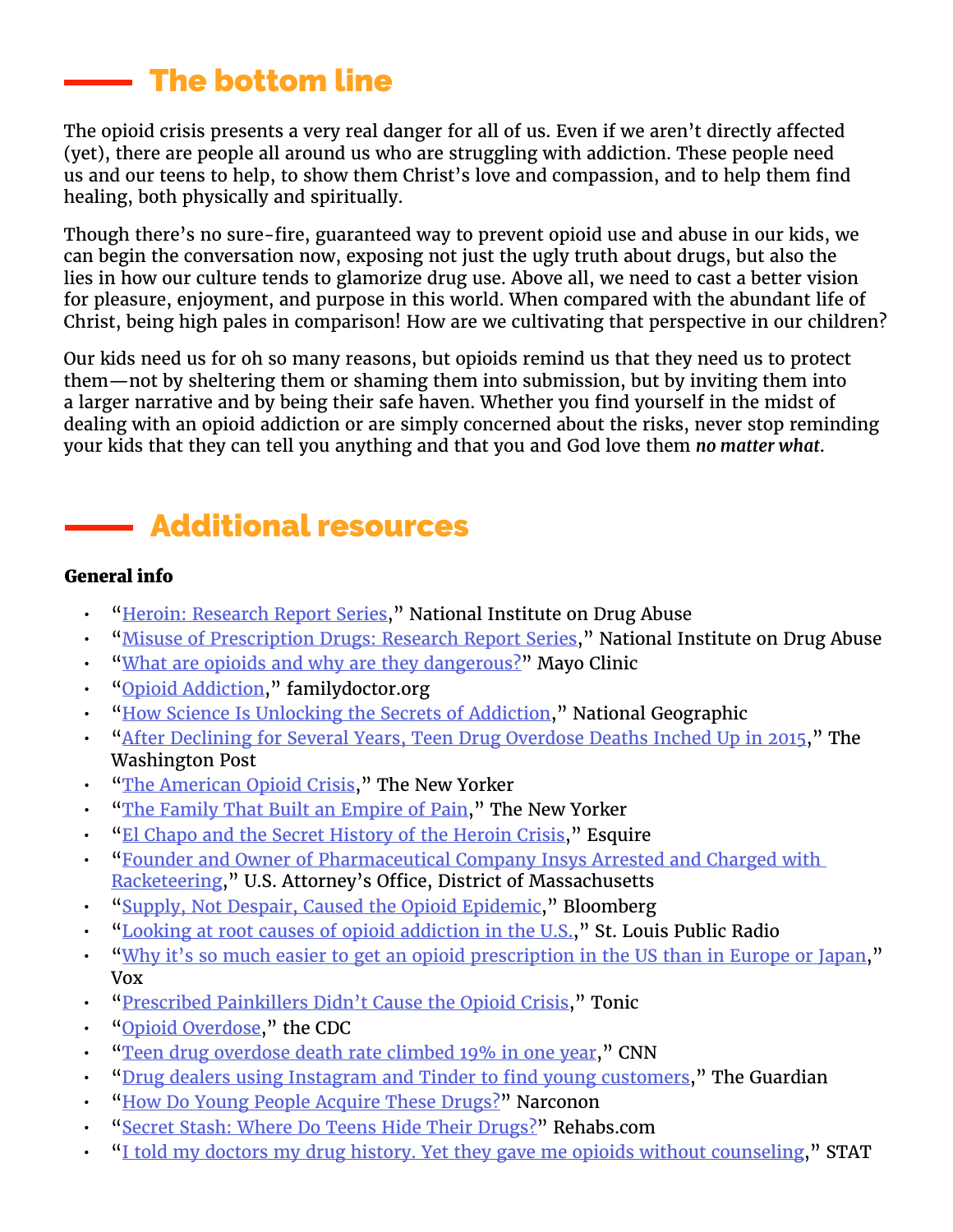## The bottom line

The opioid crisis presents a very real danger for all of us. Even if we aren't directly affected (yet), there are people all around us who are struggling with addiction. These people need us and our teens to help, to show them Christ's love and compassion, and to help them find healing, both physically and spiritually.

Though there's no sure-fire, guaranteed way to prevent opioid use and abuse in our kids, we can begin the conversation now, exposing not just the ugly truth about drugs, but also the lies in how our culture tends to glamorize drug use. Above all, we need to cast a better vision for pleasure, enjoyment, and purpose in this world. When compared with the abundant life of Christ, being high pales in comparison! How are we cultivating that perspective in our children?

Our kids need us for oh so many reasons, but opioids remind us that they need us to protect them—not by sheltering them or shaming them into submission, but by inviting them into a larger narrative and by being their safe haven. Whether you find yourself in the midst of dealing with an opioid addiction or are simply concerned about the risks, never stop reminding your kids that they can tell you anything and that you and God love them ***no matter what***.

## Additional resources

**General info**

- "Heroin: Research Report Series," National Institute on Drug Abuse
- "Misuse of Prescription Drugs: Research Report Series," National Institute on Drug Abuse
- "What are opioids and why are they dangerous?" Mayo Clinic
- "Opioid Addiction," familydoctor.org
- "How Science Is Unlocking the Secrets of Addiction," National Geographic
- "After Declining for Several Years, Teen Drug Overdose Deaths Inched Up in 2015," The Washington Post
- "The American Opioid Crisis," The New Yorker
- "The Family That Built an Empire of Pain," The New Yorker
- "El Chapo and the Secret History of the Heroin Crisis," Esquire
- "Founder and Owner of Pharmaceutical Company Insys Arrested and Charged with Racketeering," U.S. Attorney's Office, District of Massachusetts
- "Supply, Not Despair, Caused the Opioid Epidemic," Bloomberg
- "Looking at root causes of opioid addiction in the U.S.," St. Louis Public Radio
- "Why it's so much easier to get an opioid prescription in the US than in Europe or Japan," Vox
- "Prescribed Painkillers Didn't Cause the Opioid Crisis," Tonic
- "Opioid Overdose," the CDC
- "Teen drug overdose death rate climbed 19% in one year," CNN
- "Drug dealers using Instagram and Tinder to find young customers," The Guardian
- "How Do Young People Acquire These Drugs?" Narconon
- "Secret Stash: Where Do Teens Hide Their Drugs?" Rehabs.com
- "I told my doctors my drug history. Yet they gave me opioids without counseling," STAT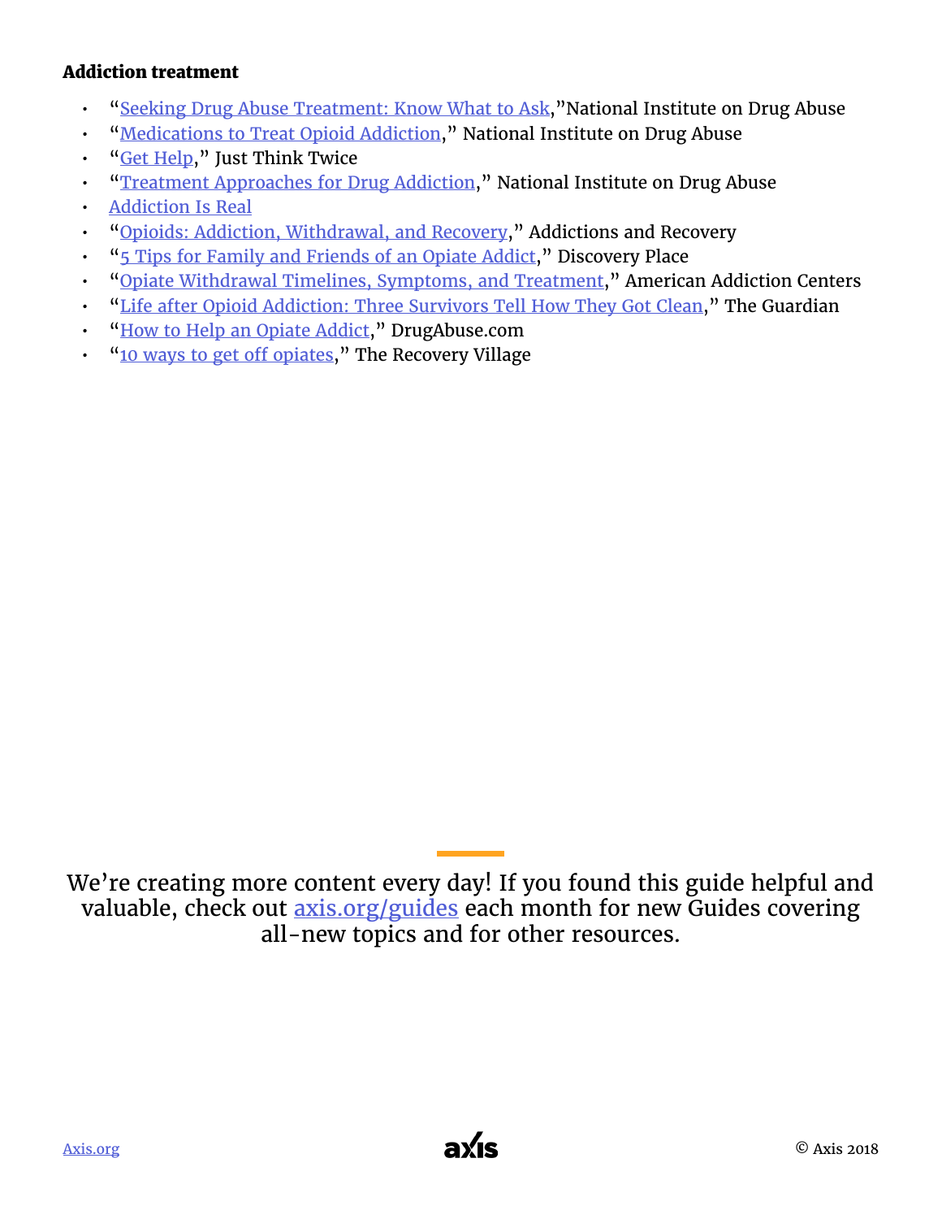**Addction treatment**

- "Seeking Drug Abuse Treatment: Know What to Ask,"National Institute on Drug Abuse
- "Medications to Treat Opioid Addiction," National Institute on Drug Abuse
- "Get Help," Just Think Twice
- "Treatment Approaches for Drug Addiction," National Institute on Drug Abuse
- Addiction Is Real
- "Opioids: Addiction, Withdrawal, and Recovery," Addictions and Recovery
- "5 Tips for Family and Friends of an Opiate Addict," Discovery Place
- "Opiate Withdrawal Timelines, Symptoms, and Treatment," American Addiction Centers
- "Life after Opioid Addiction: Three Survivors Tell How They Got Clean," The Guardian
- "How to Help an Opiate Addict," DrugAbuse.com
- "10 ways to get off opiates," The Recovery Village

We're creating more content every day! If you found this guide helpful and valuable, check out axis.org/guides each month for new Guides covering all-new topics and for other resources.